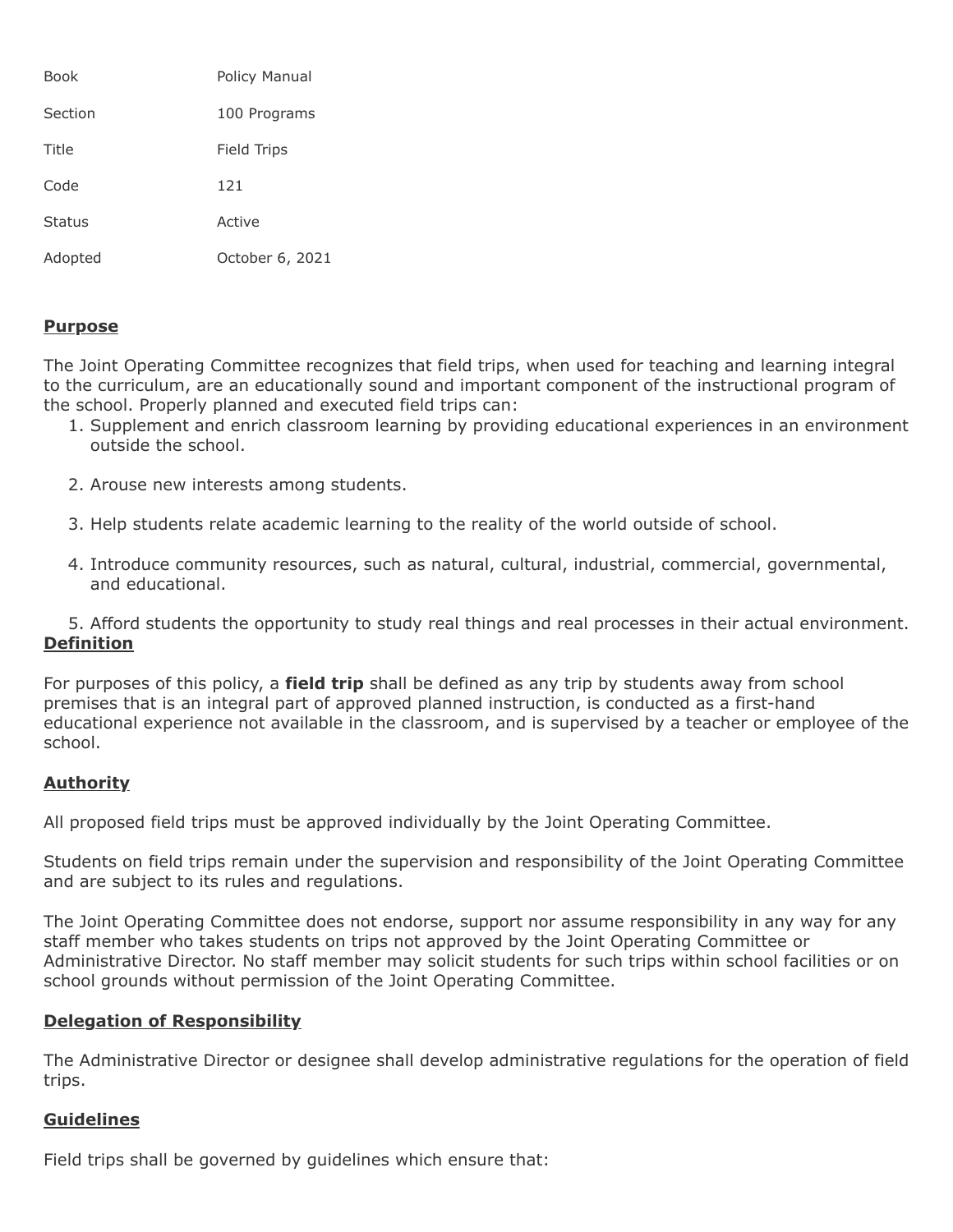| | |
|---|---|
| Book | Policy Manual |
| Section | 100 Programs |
| Title | Field Trips |
| Code | 121 |
| Status | Active |
| Adopted | October 6, 2021 |

## Purpose

The Joint Operating Committee recognizes that field trips, when used for teaching and learning integral to the curriculum, are an educationally sound and important component of the instructional program of the school. Properly planned and executed field trips can:

1. Supplement and enrich classroom learning by providing educational experiences in an environment outside the school.

2. Arouse new interests among students.

3. Help students relate academic learning to the reality of the world outside of school.

4. Introduce community resources, such as natural, cultural, industrial, commercial, governmental, and educational.

5. Afford students the opportunity to study real things and real processes in their actual environment.

## Definition

For purposes of this policy, a **field trip** shall be defined as any trip by students away from school premises that is an integral part of approved planned instruction, is conducted as a first-hand educational experience not available in the classroom, and is supervised by a teacher or employee of the school.

## Authority

All proposed field trips must be approved individually by the Joint Operating Committee.

Students on field trips remain under the supervision and responsibility of the Joint Operating Committee and are subject to its rules and regulations.

The Joint Operating Committee does not endorse, support nor assume responsibility in any way for any staff member who takes students on trips not approved by the Joint Operating Committee or Administrative Director. No staff member may solicit students for such trips within school facilities or on school grounds without permission of the Joint Operating Committee.

## Delegation of Responsibility

The Administrative Director or designee shall develop administrative regulations for the operation of field trips.

## Guidelines

Field trips shall be governed by guidelines which ensure that: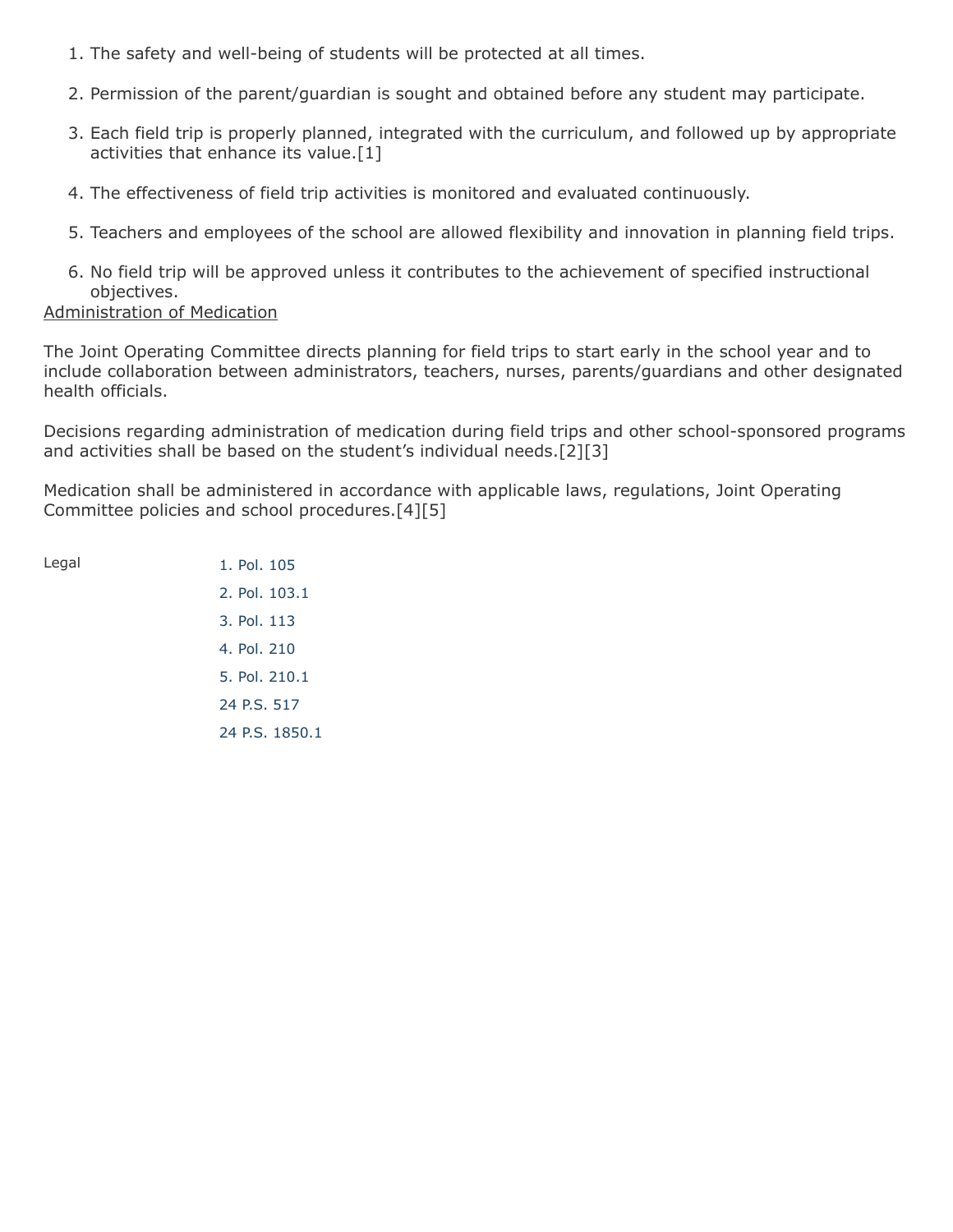1. The safety and well-being of students will be protected at all times.

2. Permission of the parent/guardian is sought and obtained before any student may participate.

3. Each field trip is properly planned, integrated with the curriculum, and followed up by appropriate activities that enhance its value.[1]

4. The effectiveness of field trip activities is monitored and evaluated continuously.

5. Teachers and employees of the school are allowed flexibility and innovation in planning field trips.

6. No field trip will be approved unless it contributes to the achievement of specified instructional objectives.

<u>Administration of Medication</u>

The Joint Operating Committee directs planning for field trips to start early in the school year and to include collaboration between administrators, teachers, nurses, parents/guardians and other designated health officials.

Decisions regarding administration of medication during field trips and other school-sponsored programs and activities shall be based on the student's individual needs.[2][3]

Medication shall be administered in accordance with applicable laws, regulations, Joint Operating Committee policies and school procedures.[4][5]

Legal

1. Pol. 105
2. Pol. 103.1
3. Pol. 113
4. Pol. 210
5. Pol. 210.1

24 P.S. 517

24 P.S. 1850.1